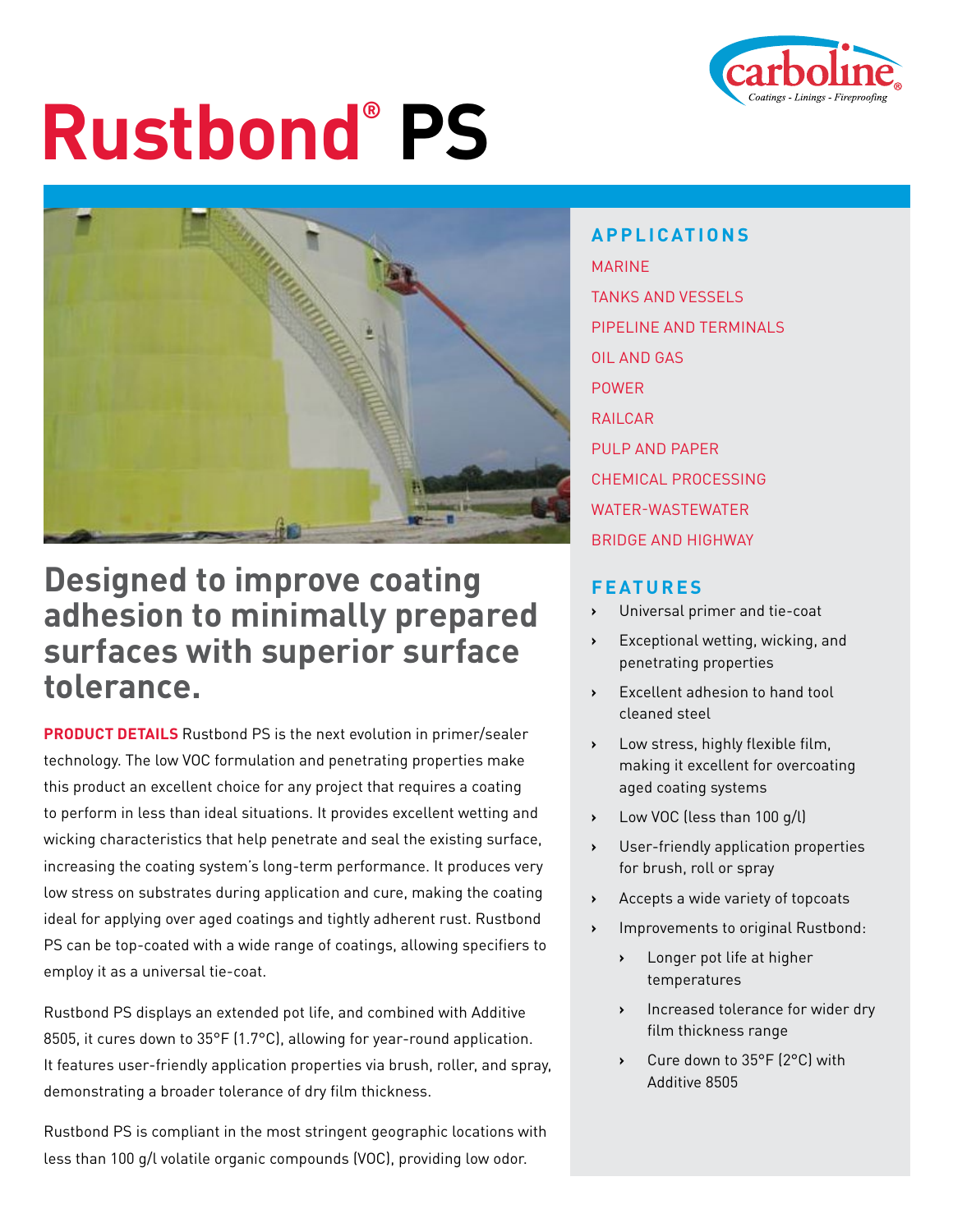# Rustbond® PS

## Designed to improve coating adhesion to minimally prepared surfaces with superior surface tolerance.

**PRODUCT DETAILS** Rustbond PS is the next evolution in primer/sealer technology. The low VOC formulation and penetrating properties make this product an excellent choice for any project that requires a coating to perform in less than ideal situations. It provides excellent wetting and wicking characteristics that help penetrate and seal the existing surface, increasing the coating system's long-term performance. It produces very low stress on substrates during application and cure, making the coating ideal for applying over aged coatings and tightly adherent rust. Rustbond PS can be top-coated with a wide range of coatings, allowing specifiers to employ it as a universal tie-coat.

Rustbond PS displays an extended pot life, and combined with Additive 8505, it cures down to 35°F (1.7°C), allowing for year-round application. It features user-friendly application properties via brush, roller, and spray, demonstrating a broader tolerance of dry film thickness.

Rustbond PS is compliant in the most stringent geographic locations with less than 100 g/l volatile organic compounds (VOC), providing low odor.

### APPLICATIONS

MARINE

TANKS AND VESSELS

PIPELINE AND TERMINALS

OIL AND GAS

POWER

RAILCAR

PULP AND PAPER

CHEMICAL PROCESSING

WATER-WASTEWATER

BRIDGE AND HIGHWAY

### FEATURES

- Universal primer and tie-coat
- Exceptional wetting, wicking, and penetrating properties
- Excellent adhesion to hand tool cleaned steel
- Low stress, highly flexible film, making it excellent for overcoating aged coating systems
- Low VOC (less than 100 g/l)
- User-friendly application properties for brush, roll or spray
- Accepts a wide variety of topcoats
- Improvements to original Rustbond:
  - Longer pot life at higher temperatures
  - Increased tolerance for wider dry film thickness range
  - Cure down to 35°F (2°C) with Additive 8505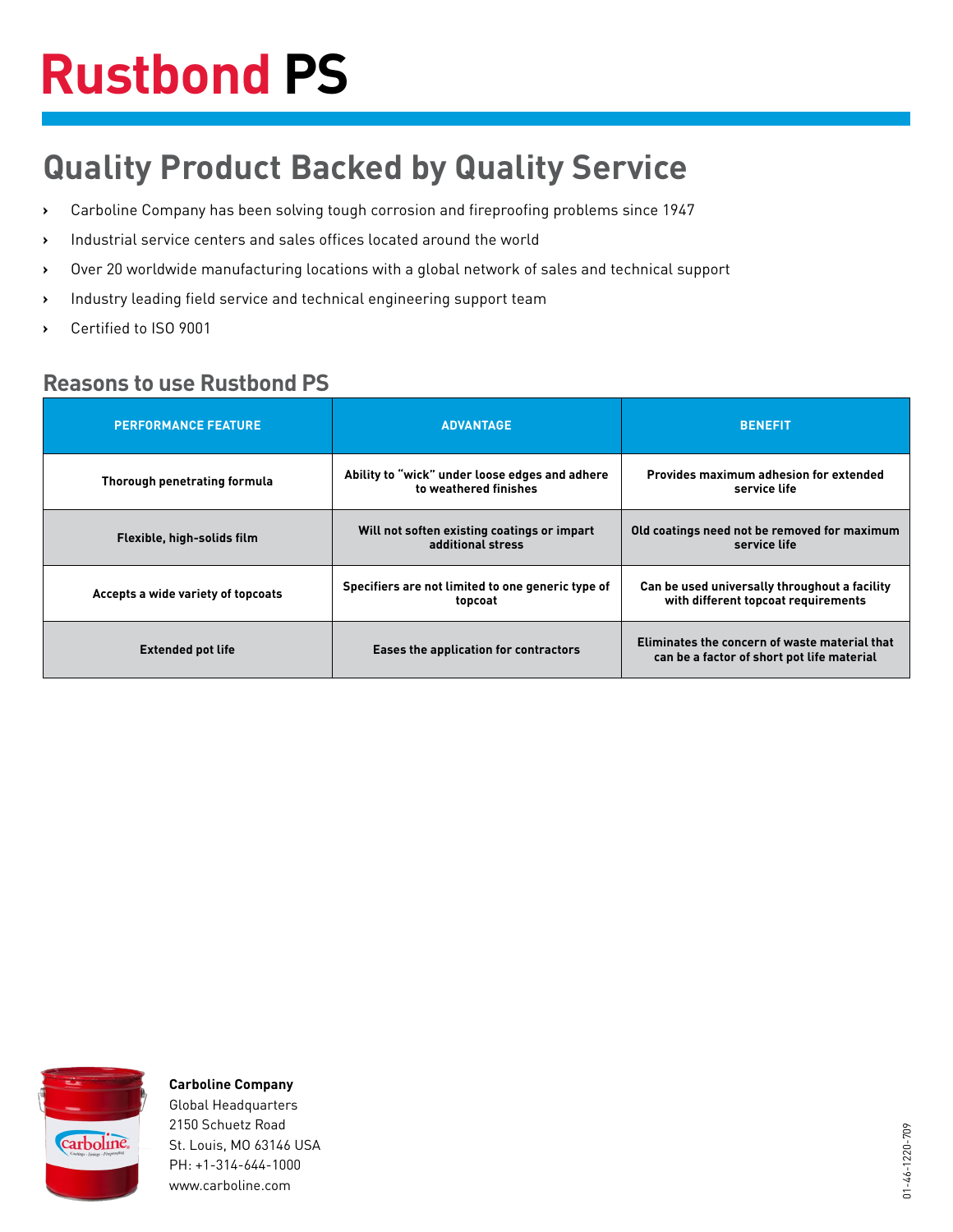# Rustbond PS

## Quality Product Backed by Quality Service

- Carboline Company has been solving tough corrosion and fireproofing problems since 1947
- Industrial service centers and sales offices located around the world
- Over 20 worldwide manufacturing locations with a global network of sales and technical support
- Industry leading field service and technical engineering support team
- Certified to ISO 9001

### Reasons to use Rustbond PS

| PERFORMANCE FEATURE | ADVANTAGE | BENEFIT |
|---|---|---|
| Thorough penetrating formula | Ability to "wick" under loose edges and adhere to weathered finishes | Provides maximum adhesion for extended service life |
| Flexible, high-solids film | Will not soften existing coatings or impart additional stress | Old coatings need not be removed for maximum service life |
| Accepts a wide variety of topcoats | Specifiers are not limited to one generic type of topcoat | Can be used universally throughout a facility with different topcoat requirements |
| Extended pot life | Eases the application for contractors | Eliminates the concern of waste material that can be a factor of short pot life material |

**Carboline Company**
Global Headquarters
2150 Schuetz Road
St. Louis, MO 63146 USA
PH: +1-314-644-1000
www.carboline.com

01-46-1220-709